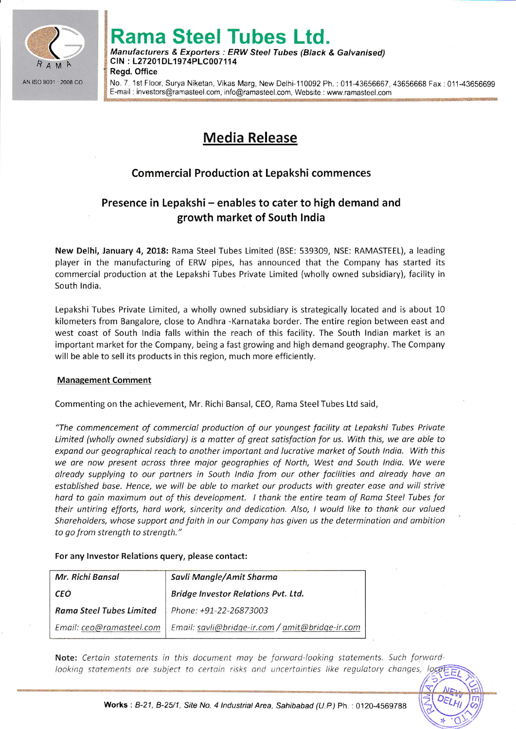# Rama Steel Tubes Ltd.

***Manufacturers & Exporters : ERW Steel Tubes (Black & Galvanised)***
**CIN : L27201DL1974PLC007114**
**Regd. Office**
No. 7, 1st Floor, Surya Niketan, Vikas Marg, New Delhi-110092 Ph. : 011-43656667, 43656668 Fax : 011-43656699
E-mail : investors@ramasteel.com, info@ramasteel.com, Website : www.ramasteel.com

AN ISO 9001 : 2008 CO

## Media Release

### Commercial Production at Lepakshi commences

### Presence in Lepakshi – enables to cater to high demand and growth market of South India

**New Delhi, January 4, 2018:** Rama Steel Tubes Limited (BSE: 539309, NSE: RAMASTEEL), a leading player in the manufacturing of ERW pipes, has announced that the Company has started its commercial production at the Lepakshi Tubes Private Limited (wholly owned subsidiary), facility in South India.

Lepakshi Tubes Private Limited, a wholly owned subsidiary is strategically located and is about 10 kilometers from Bangalore, close to Andhra -Karnataka border. The entire region between east and west coast of South India falls within the reach of this facility. The South Indian market is an important market for the Company, being a fast growing and high demand geography. The Company will be able to sell its products in this region, much more efficiently.

**Management Comment**

Commenting on the achievement, Mr. Richi Bansal, CEO, Rama Steel Tubes Ltd said,

*"The commencement of commercial production of our youngest facility at Lepakshi Tubes Private Limited (wholly owned subsidiary) is a matter of great satisfaction for us. With this, we are able to expand our geographical reach to another important and lucrative market of South India. With this we are now present across three major geographies of North, West and South India. We were already supplying to our partners in South India from our other facilities and already have an established base. Hence, we will be able to market our products with greater ease and will strive hard to gain maximum out of this development. I thank the entire team of Rama Steel Tubes for their untiring efforts, hard work, sincerity and dedication. Also, I would like to thank our valued Shareholders, whose support and faith in our Company has given us the determination and ambition to go from strength to strength."*

**For any Investor Relations query, please contact:**

| *Mr. Richi Bansal* | *Savli Mangle/Amit Sharma* |
|---|---|
| *CEO* | *Bridge Investor Relations Pvt. Ltd.* |
| *Rama Steel Tubes Limited* | *Phone: +91-22-26873003* |
| *Email: ceo@ramasteel.com* | *Email: savli@bridge-ir.com / amit@bridge-ir.com* |

**Note:** *Certain statements in this document may be forward-looking statements. Such forward-looking statements are subject to certain risks and uncertainties like regulatory changes, local*

**Works** : *B-21, B-25/1, Site No. 4 Industrial Area, Sahibabad (U.P.)* Ph. : 0120-4569788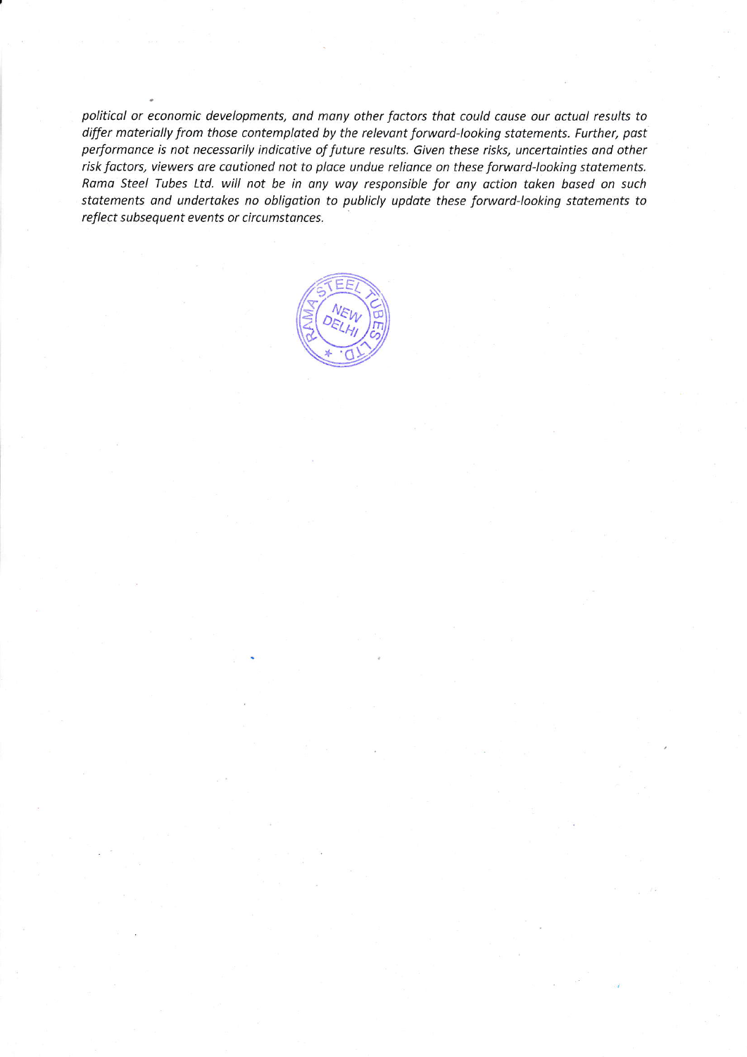*political or economic developments, and many other factors that could cause our actual results to differ materially from those contemplated by the relevant forward-looking statements. Further, past performance is not necessarily indicative of future results. Given these risks, uncertainties and other risk factors, viewers are cautioned not to place undue reliance on these forward-looking statements. Rama Steel Tubes Ltd. will not be in any way responsible for any action taken based on such statements and undertakes no obligation to publicly update these forward-looking statements to reflect subsequent events or circumstances.*